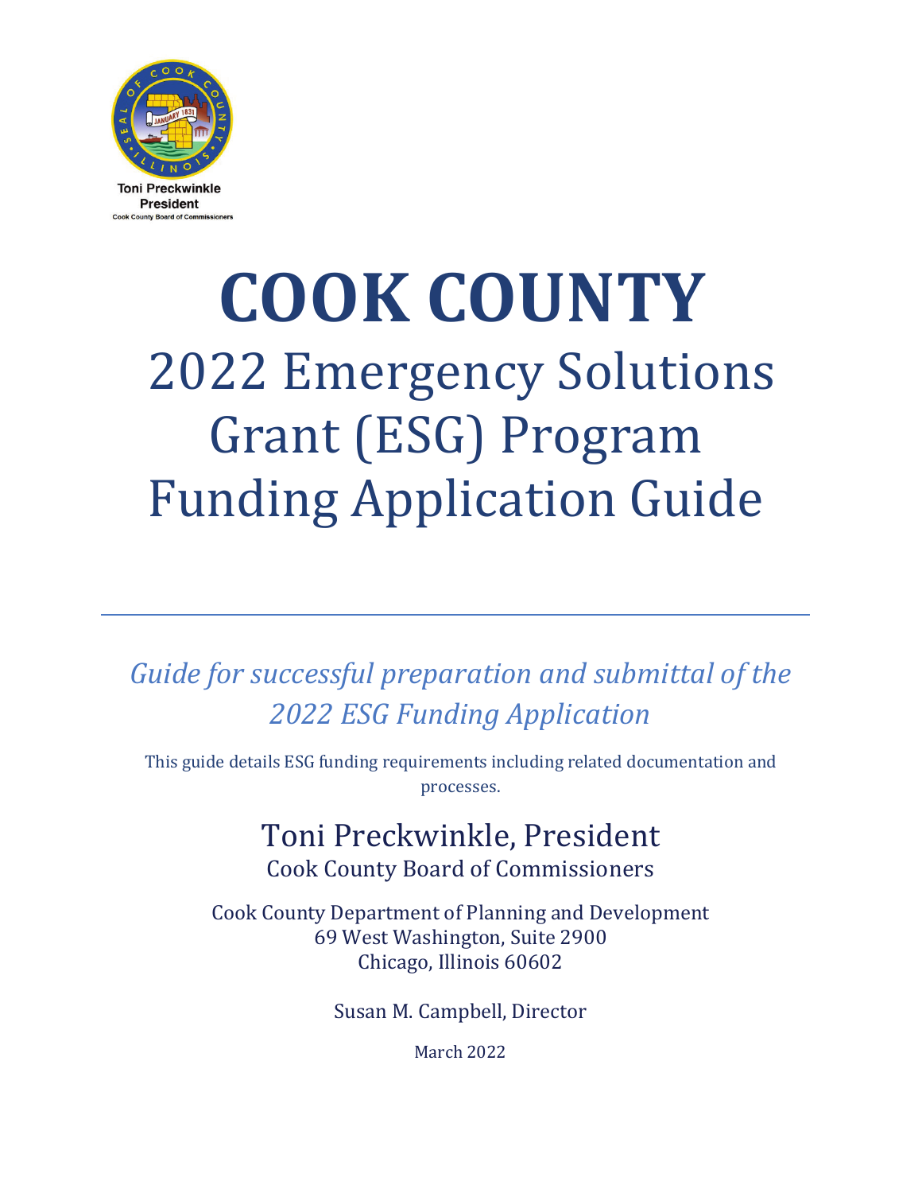Toni Preckwinkle
President
Cook County Board of Commissioners

# COOK COUNTY

## 2022 Emergency Solutions Grant (ESG) Program Funding Application Guide

---

*Guide for successful preparation and submittal of the 2022 ESG Funding Application*

This guide details ESG funding requirements including related documentation and processes.

Toni Preckwinkle, President
Cook County Board of Commissioners

Cook County Department of Planning and Development
69 West Washington, Suite 2900
Chicago, Illinois 60602

Susan M. Campbell, Director

March 2022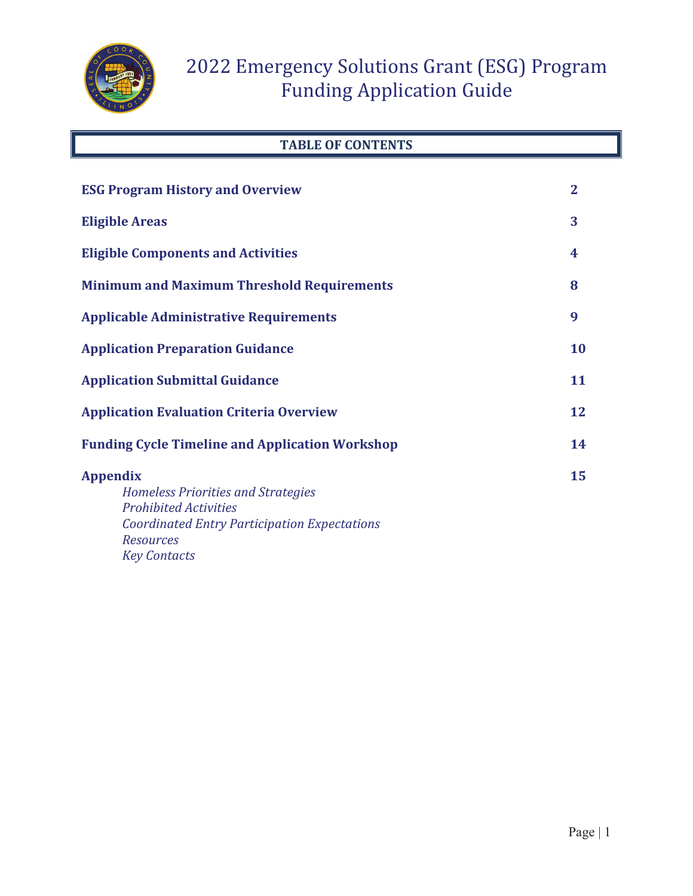# 2022 Emergency Solutions Grant (ESG) Program Funding Application Guide

## TABLE OF CONTENTS

| | |
|---|---|
| **ESG Program History and Overview** | **2** |
| **Eligible Areas** | **3** |
| **Eligible Components and Activities** | **4** |
| **Minimum and Maximum Threshold Requirements** | **8** |
| **Applicable Administrative Requirements** | **9** |
| **Application Preparation Guidance** | **10** |
| **Application Submittal Guidance** | **11** |
| **Application Evaluation Criteria Overview** | **12** |
| **Funding Cycle Timeline and Application Workshop** | **14** |
| **Appendix** | **15** |

- *Homeless Priorities and Strategies*
- *Prohibited Activities*
- *Coordinated Entry Participation Expectations*
- *Resources*
- *Key Contacts*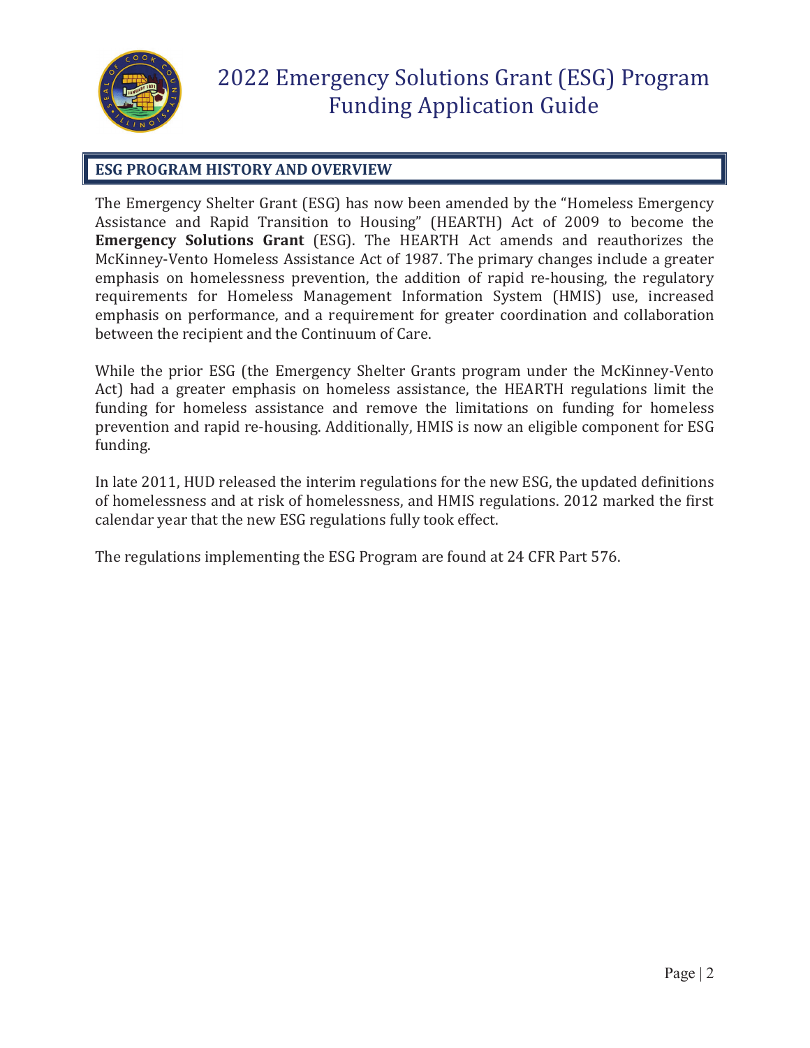# 2022 Emergency Solutions Grant (ESG) Program Funding Application Guide

## ESG PROGRAM HISTORY AND OVERVIEW

The Emergency Shelter Grant (ESG) has now been amended by the "Homeless Emergency Assistance and Rapid Transition to Housing" (HEARTH) Act of 2009 to become the **Emergency Solutions Grant** (ESG). The HEARTH Act amends and reauthorizes the McKinney-Vento Homeless Assistance Act of 1987. The primary changes include a greater emphasis on homelessness prevention, the addition of rapid re-housing, the regulatory requirements for Homeless Management Information System (HMIS) use, increased emphasis on performance, and a requirement for greater coordination and collaboration between the recipient and the Continuum of Care.

While the prior ESG (the Emergency Shelter Grants program under the McKinney-Vento Act) had a greater emphasis on homeless assistance, the HEARTH regulations limit the funding for homeless assistance and remove the limitations on funding for homeless prevention and rapid re-housing. Additionally, HMIS is now an eligible component for ESG funding.

In late 2011, HUD released the interim regulations for the new ESG, the updated definitions of homelessness and at risk of homelessness, and HMIS regulations. 2012 marked the first calendar year that the new ESG regulations fully took effect.

The regulations implementing the ESG Program are found at 24 CFR Part 576.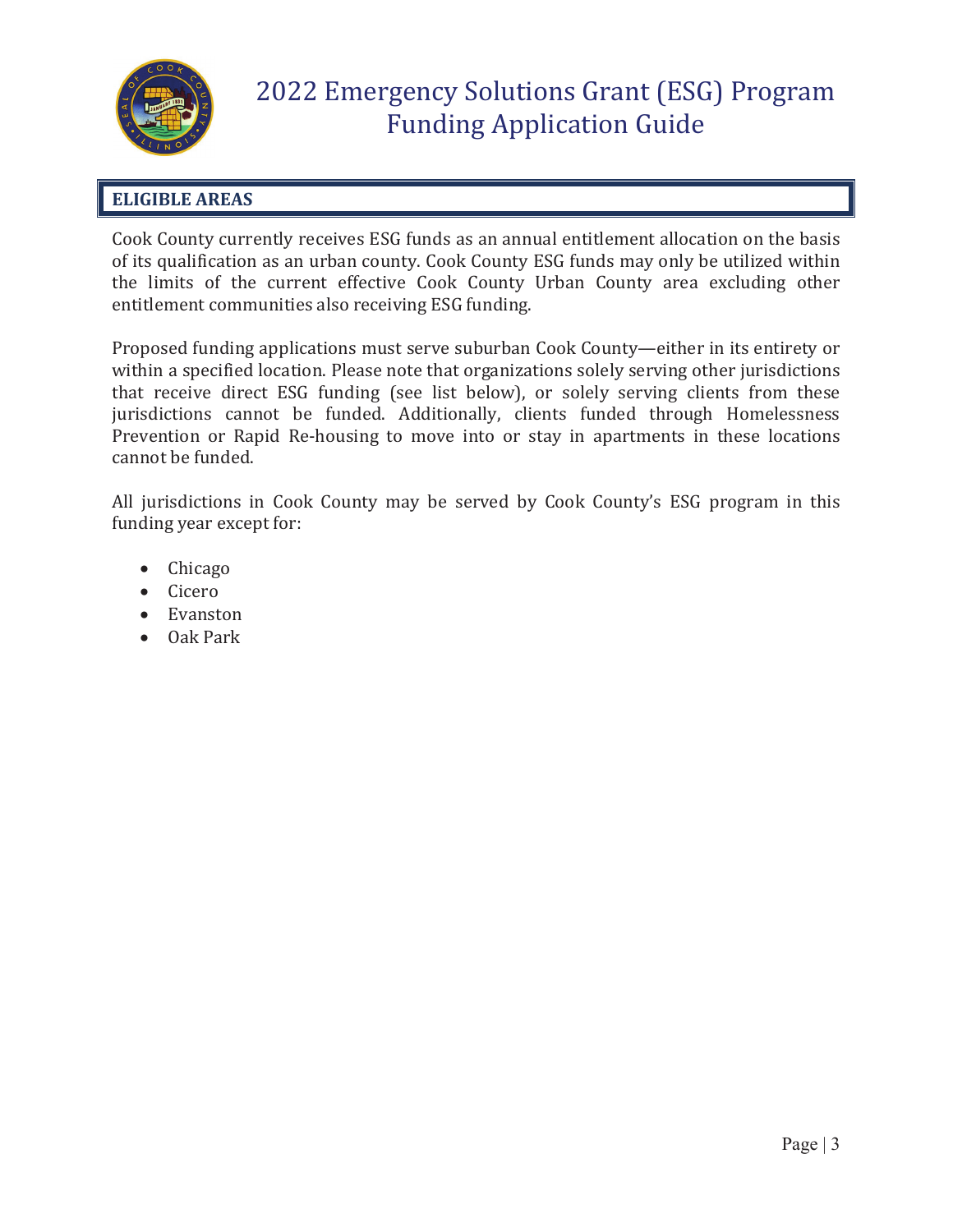## ELIGIBLE AREAS

Cook County currently receives ESG funds as an annual entitlement allocation on the basis of its qualification as an urban county. Cook County ESG funds may only be utilized within the limits of the current effective Cook County Urban County area excluding other entitlement communities also receiving ESG funding.

Proposed funding applications must serve suburban Cook County—either in its entirety or within a specified location. Please note that organizations solely serving other jurisdictions that receive direct ESG funding (see list below), or solely serving clients from these jurisdictions cannot be funded. Additionally, clients funded through Homelessness Prevention or Rapid Re-housing to move into or stay in apartments in these locations cannot be funded.

All jurisdictions in Cook County may be served by Cook County's ESG program in this funding year except for:

- Chicago
- Cicero
- Evanston
- Oak Park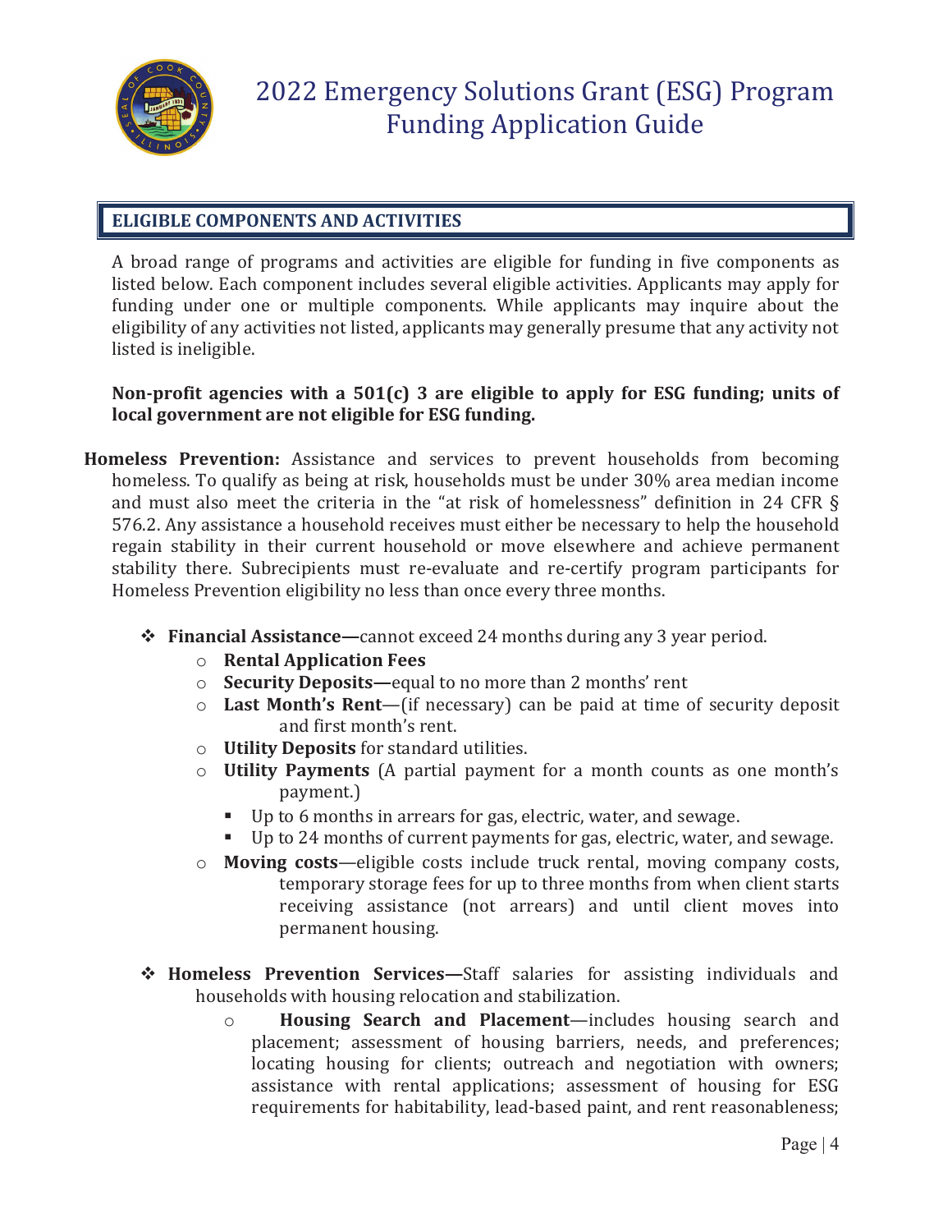## ELIGIBLE COMPONENTS AND ACTIVITIES

A broad range of programs and activities are eligible for funding in five components as listed below. Each component includes several eligible activities. Applicants may apply for funding under one or multiple components. While applicants may inquire about the eligibility of any activities not listed, applicants may generally presume that any activity not listed is ineligible.

**Non-profit agencies with a 501(c) 3 are eligible to apply for ESG funding; units of local government are not eligible for ESG funding.**

**Homeless Prevention:** Assistance and services to prevent households from becoming homeless. To qualify as being at risk, households must be under 30% area median income and must also meet the criteria in the "at risk of homelessness" definition in 24 CFR § 576.2. Any assistance a household receives must either be necessary to help the household regain stability in their current household or move elsewhere and achieve permanent stability there. Subrecipients must re-evaluate and re-certify program participants for Homeless Prevention eligibility no less than once every three months.

- **Financial Assistance—**cannot exceed 24 months during any 3 year period.
  - **Rental Application Fees**
  - **Security Deposits—**equal to no more than 2 months' rent
  - **Last Month's Rent**—(if necessary) can be paid at time of security deposit and first month's rent.
  - **Utility Deposits** for standard utilities.
  - **Utility Payments** (A partial payment for a month counts as one month's payment.)
    - Up to 6 months in arrears for gas, electric, water, and sewage.
    - Up to 24 months of current payments for gas, electric, water, and sewage.
  - **Moving costs**—eligible costs include truck rental, moving company costs, temporary storage fees for up to three months from when client starts receiving assistance (not arrears) and until client moves into permanent housing.

- **Homeless Prevention Services—**Staff salaries for assisting individuals and households with housing relocation and stabilization.
  - **Housing Search and Placement**—includes housing search and placement; assessment of housing barriers, needs, and preferences; locating housing for clients; outreach and negotiation with owners; assistance with rental applications; assessment of housing for ESG requirements for habitability, lead-based paint, and rent reasonableness;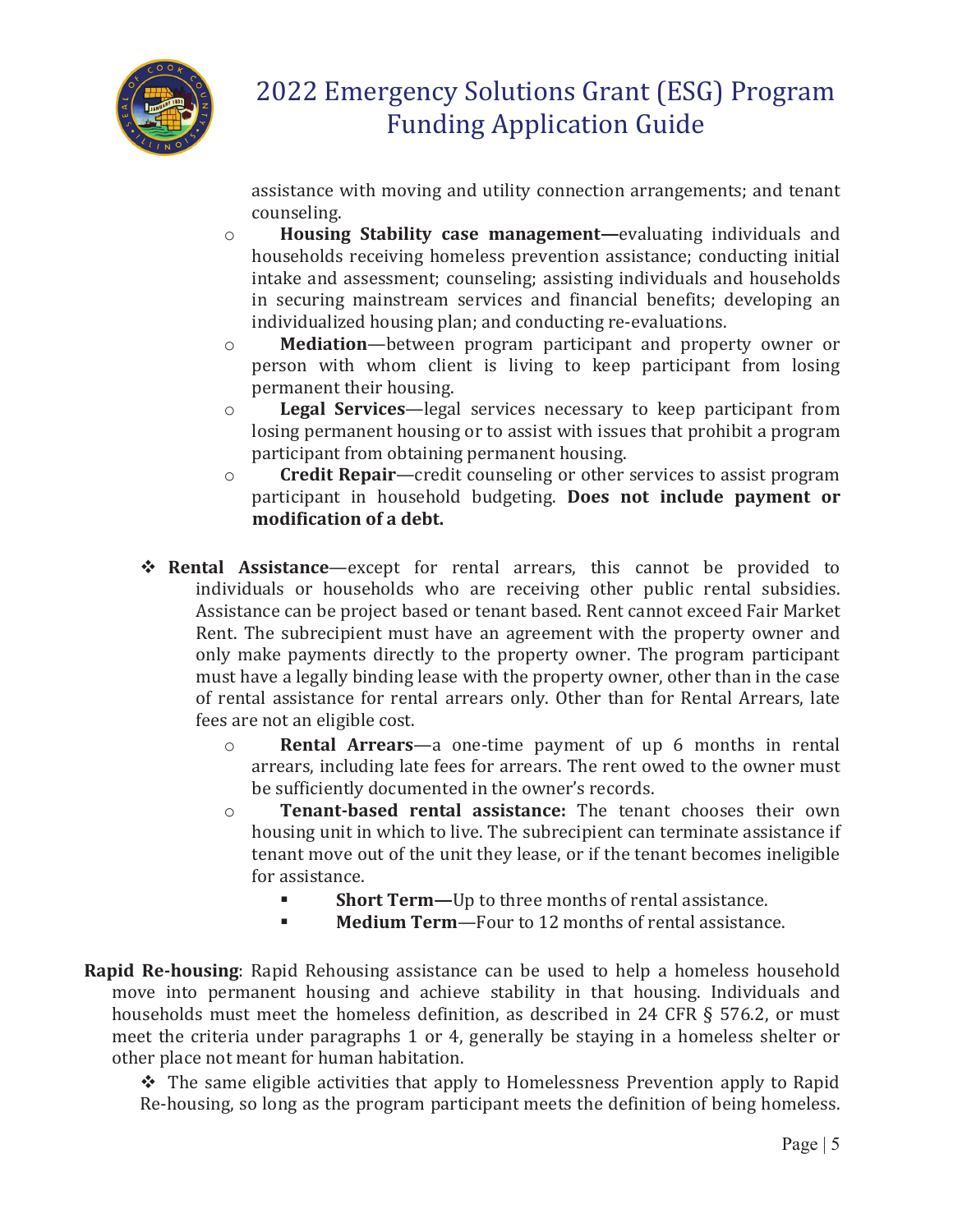assistance with moving and utility connection arrangements; and tenant counseling.

- **Housing Stability case management—**evaluating individuals and households receiving homeless prevention assistance; conducting initial intake and assessment; counseling; assisting individuals and households in securing mainstream services and financial benefits; developing an individualized housing plan; and conducting re-evaluations.
- **Mediation**—between program participant and property owner or person with whom client is living to keep participant from losing permanent their housing.
- **Legal Services**—legal services necessary to keep participant from losing permanent housing or to assist with issues that prohibit a program participant from obtaining permanent housing.
- **Credit Repair**—credit counseling or other services to assist program participant in household budgeting. **Does not include payment or modification of a debt.**

❖ **Rental Assistance**—except for rental arrears, this cannot be provided to individuals or households who are receiving other public rental subsidies. Assistance can be project based or tenant based. Rent cannot exceed Fair Market Rent. The subrecipient must have an agreement with the property owner and only make payments directly to the property owner. The program participant must have a legally binding lease with the property owner, other than in the case of rental assistance for rental arrears only. Other than for Rental Arrears, late fees are not an eligible cost.

- **Rental Arrears**—a one-time payment of up 6 months in rental arrears, including late fees for arrears. The rent owed to the owner must be sufficiently documented in the owner's records.
- **Tenant-based rental assistance:** The tenant chooses their own housing unit in which to live. The subrecipient can terminate assistance if tenant move out of the unit they lease, or if the tenant becomes ineligible for assistance.
  - **Short Term—**Up to three months of rental assistance.
  - **Medium Term**—Four to 12 months of rental assistance.

**Rapid Re-housing**: Rapid Rehousing assistance can be used to help a homeless household move into permanent housing and achieve stability in that housing. Individuals and households must meet the homeless definition, as described in 24 CFR § 576.2, or must meet the criteria under paragraphs 1 or 4, generally be staying in a homeless shelter or other place not meant for human habitation.

❖ The same eligible activities that apply to Homelessness Prevention apply to Rapid Re-housing, so long as the program participant meets the definition of being homeless.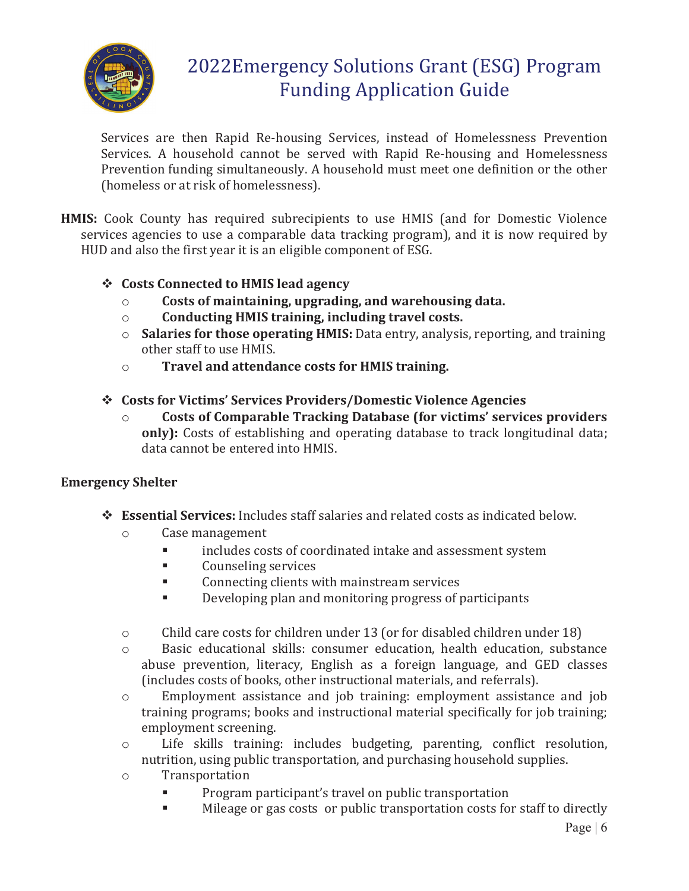Services are then Rapid Re-housing Services, instead of Homelessness Prevention Services. A household cannot be served with Rapid Re-housing and Homelessness Prevention funding simultaneously. A household must meet one definition or the other (homeless or at risk of homelessness).

**HMIS:** Cook County has required subrecipients to use HMIS (and for Domestic Violence services agencies to use a comparable data tracking program), and it is now required by HUD and also the first year it is an eligible component of ESG.

- **Costs Connected to HMIS lead agency**
  - **Costs of maintaining, upgrading, and warehousing data.**
  - **Conducting HMIS training, including travel costs.**
  - **Salaries for those operating HMIS:** Data entry, analysis, reporting, and training other staff to use HMIS.
  - **Travel and attendance costs for HMIS training.**

- **Costs for Victims' Services Providers/Domestic Violence Agencies**
  - **Costs of Comparable Tracking Database (for victims' services providers only):** Costs of establishing and operating database to track longitudinal data; data cannot be entered into HMIS.

**Emergency Shelter**

- **Essential Services:** Includes staff salaries and related costs as indicated below.
  - Case management
    - includes costs of coordinated intake and assessment system
    - Counseling services
    - Connecting clients with mainstream services
    - Developing plan and monitoring progress of participants
  - Child care costs for children under 13 (or for disabled children under 18)
  - Basic educational skills: consumer education, health education, substance abuse prevention, literacy, English as a foreign language, and GED classes (includes costs of books, other instructional materials, and referrals).
  - Employment assistance and job training: employment assistance and job training programs; books and instructional material specifically for job training; employment screening.
  - Life skills training: includes budgeting, parenting, conflict resolution, nutrition, using public transportation, and purchasing household supplies.
  - Transportation
    - Program participant's travel on public transportation
    - Mileage or gas costs or public transportation costs for staff to directly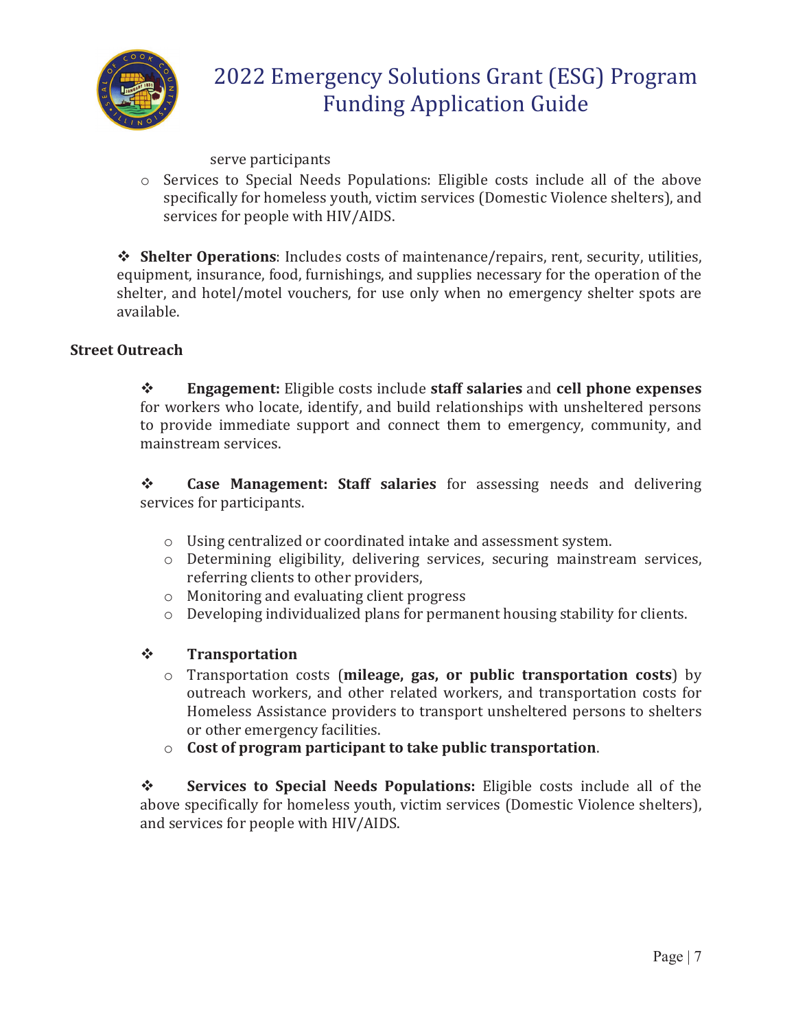serve participants

- Services to Special Needs Populations: Eligible costs include all of the above specifically for homeless youth, victim services (Domestic Violence shelters), and services for people with HIV/AIDS.

❖ **Shelter Operations**: Includes costs of maintenance/repairs, rent, security, utilities, equipment, insurance, food, furnishings, and supplies necessary for the operation of the shelter, and hotel/motel vouchers, for use only when no emergency shelter spots are available.

**Street Outreach**

❖ **Engagement:** Eligible costs include **staff salaries** and **cell phone expenses** for workers who locate, identify, and build relationships with unsheltered persons to provide immediate support and connect them to emergency, community, and mainstream services.

❖ **Case Management: Staff salaries** for assessing needs and delivering services for participants.

- Using centralized or coordinated intake and assessment system.
- Determining eligibility, delivering services, securing mainstream services, referring clients to other providers,
- Monitoring and evaluating client progress
- Developing individualized plans for permanent housing stability for clients.

❖ **Transportation**

- Transportation costs (**mileage, gas, or public transportation costs**) by outreach workers, and other related workers, and transportation costs for Homeless Assistance providers to transport unsheltered persons to shelters or other emergency facilities.
- **Cost of program participant to take public transportation**.

❖ **Services to Special Needs Populations:** Eligible costs include all of the above specifically for homeless youth, victim services (Domestic Violence shelters), and services for people with HIV/AIDS.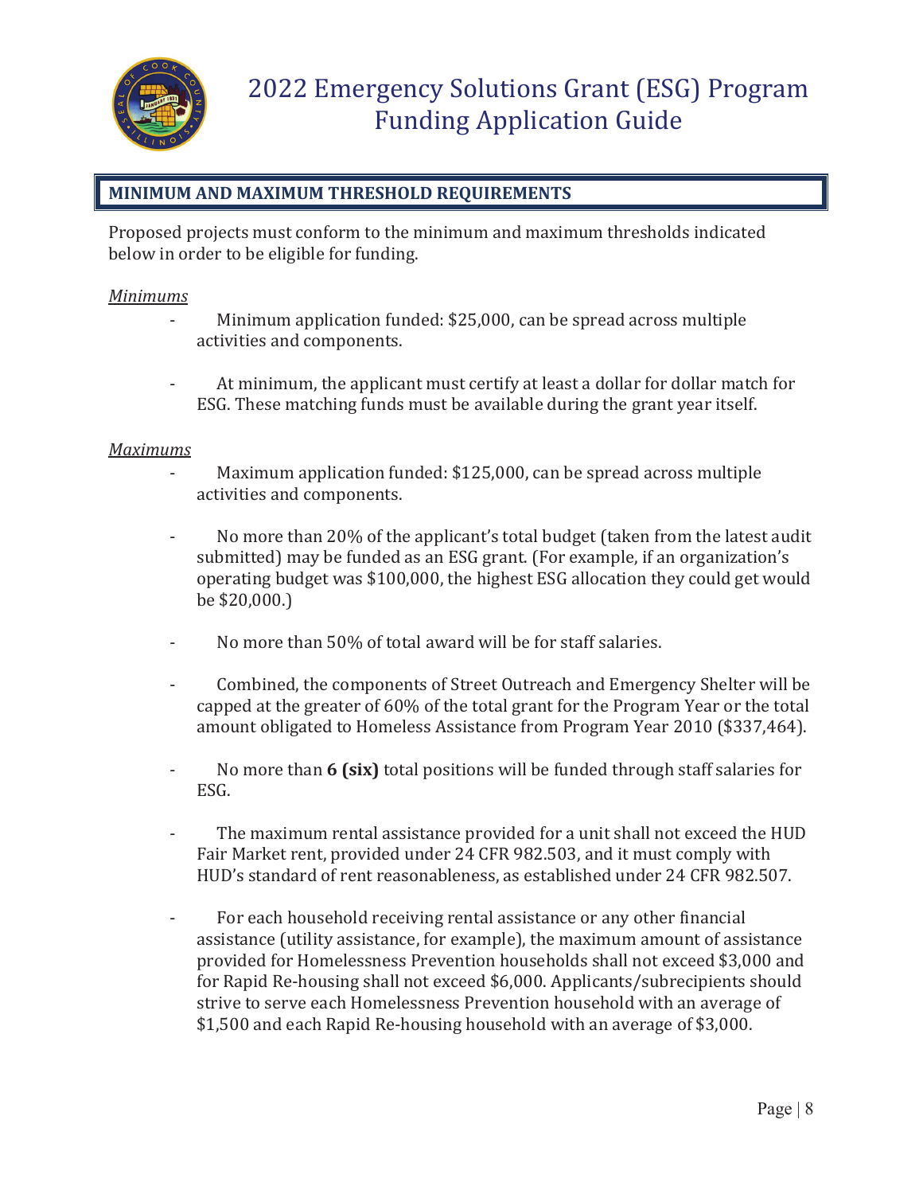## MINIMUM AND MAXIMUM THRESHOLD REQUIREMENTS

Proposed projects must conform to the minimum and maximum thresholds indicated below in order to be eligible for funding.

*Minimums*

- Minimum application funded: $25,000, can be spread across multiple activities and components.
- At minimum, the applicant must certify at least a dollar for dollar match for ESG. These matching funds must be available during the grant year itself.

*Maximums*

- Maximum application funded: $125,000, can be spread across multiple activities and components.
- No more than 20% of the applicant's total budget (taken from the latest audit submitted) may be funded as an ESG grant. (For example, if an organization's operating budget was $100,000, the highest ESG allocation they could get would be $20,000.)
- No more than 50% of total award will be for staff salaries.
- Combined, the components of Street Outreach and Emergency Shelter will be capped at the greater of 60% of the total grant for the Program Year or the total amount obligated to Homeless Assistance from Program Year 2010 ($337,464).
- No more than **6 (six)** total positions will be funded through staff salaries for ESG.
- The maximum rental assistance provided for a unit shall not exceed the HUD Fair Market rent, provided under 24 CFR 982.503, and it must comply with HUD's standard of rent reasonableness, as established under 24 CFR 982.507.
- For each household receiving rental assistance or any other financial assistance (utility assistance, for example), the maximum amount of assistance provided for Homelessness Prevention households shall not exceed $3,000 and for Rapid Re-housing shall not exceed $6,000. Applicants/subrecipients should strive to serve each Homelessness Prevention household with an average of $1,500 and each Rapid Re-housing household with an average of $3,000.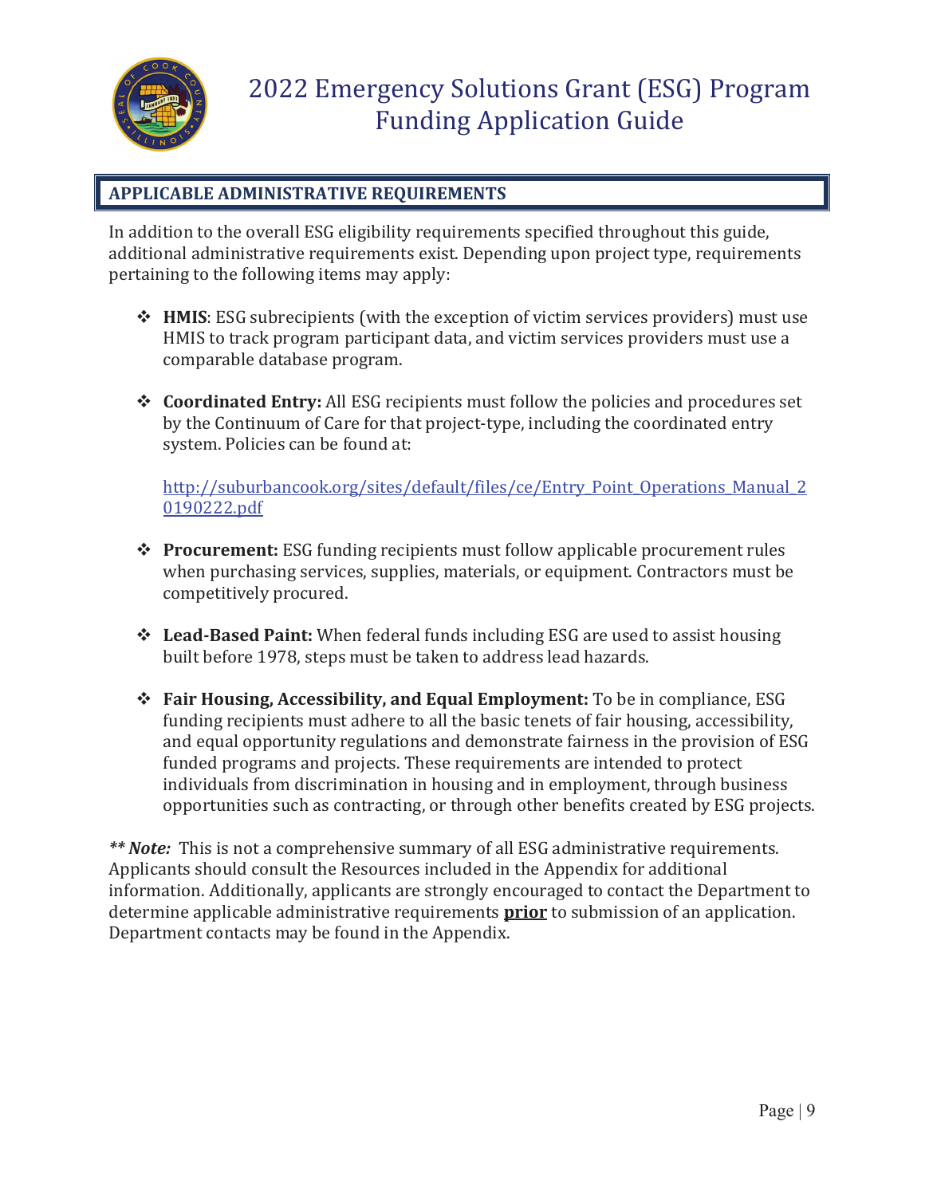## APPLICABLE ADMINISTRATIVE REQUIREMENTS

In addition to the overall ESG eligibility requirements specified throughout this guide, additional administrative requirements exist. Depending upon project type, requirements pertaining to the following items may apply:

- **HMIS**: ESG subrecipients (with the exception of victim services providers) must use HMIS to track program participant data, and victim services providers must use a comparable database program.

- **Coordinated Entry:** All ESG recipients must follow the policies and procedures set by the Continuum of Care for that project-type, including the coordinated entry system. Policies can be found at:

  http://suburbancook.org/sites/default/files/ce/Entry_Point_Operations_Manual_20190222.pdf

- **Procurement:** ESG funding recipients must follow applicable procurement rules when purchasing services, supplies, materials, or equipment. Contractors must be competitively procured.

- **Lead-Based Paint:** When federal funds including ESG are used to assist housing built before 1978, steps must be taken to address lead hazards.

- **Fair Housing, Accessibility, and Equal Employment:** To be in compliance, ESG funding recipients must adhere to all the basic tenets of fair housing, accessibility, and equal opportunity regulations and demonstrate fairness in the provision of ESG funded programs and projects. These requirements are intended to protect individuals from discrimination in housing and in employment, through business opportunities such as contracting, or through other benefits created by ESG projects.

***\*\* Note:*** This is not a comprehensive summary of all ESG administrative requirements. Applicants should consult the Resources included in the Appendix for additional information. Additionally, applicants are strongly encouraged to contact the Department to determine applicable administrative requirements **prior** to submission of an application. Department contacts may be found in the Appendix.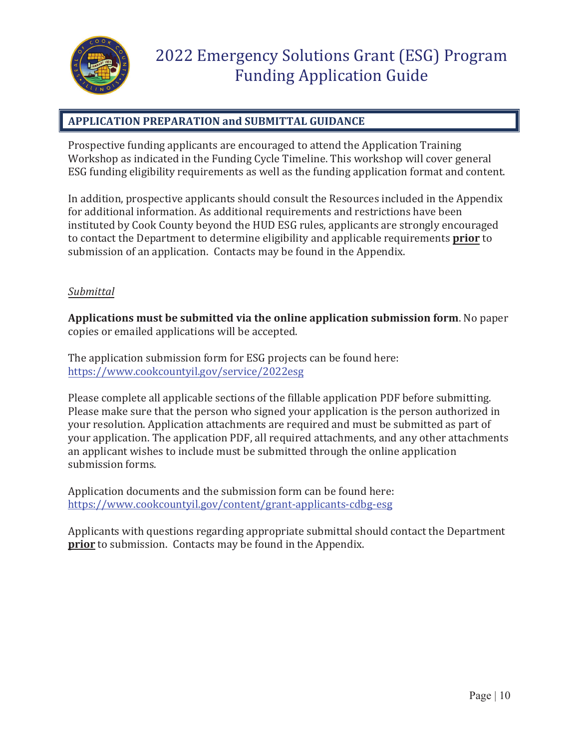## APPLICATION PREPARATION and SUBMITTAL GUIDANCE

Prospective funding applicants are encouraged to attend the Application Training Workshop as indicated in the Funding Cycle Timeline. This workshop will cover general ESG funding eligibility requirements as well as the funding application format and content.

In addition, prospective applicants should consult the Resources included in the Appendix for additional information. As additional requirements and restrictions have been instituted by Cook County beyond the HUD ESG rules, applicants are strongly encouraged to contact the Department to determine eligibility and applicable requirements **prior** to submission of an application. Contacts may be found in the Appendix.

### *Submittal*

**Applications must be submitted via the online application submission form**. No paper copies or emailed applications will be accepted.

The application submission form for ESG projects can be found here: https://www.cookcountyil.gov/service/2022esg

Please complete all applicable sections of the fillable application PDF before submitting. Please make sure that the person who signed your application is the person authorized in your resolution. Application attachments are required and must be submitted as part of your application. The application PDF, all required attachments, and any other attachments an applicant wishes to include must be submitted through the online application submission forms.

Application documents and the submission form can be found here: https://www.cookcountyil.gov/content/grant-applicants-cdbg-esg

Applicants with questions regarding appropriate submittal should contact the Department **prior** to submission. Contacts may be found in the Appendix.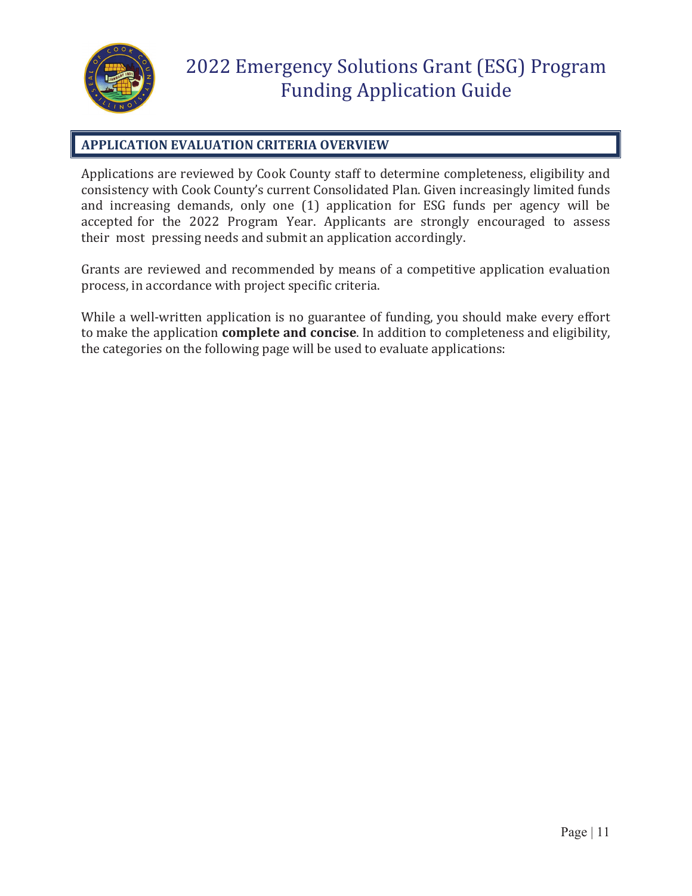## APPLICATION EVALUATION CRITERIA OVERVIEW

Applications are reviewed by Cook County staff to determine completeness, eligibility and consistency with Cook County's current Consolidated Plan. Given increasingly limited funds and increasing demands, only one (1) application for ESG funds per agency will be accepted for the 2022 Program Year. Applicants are strongly encouraged to assess their most pressing needs and submit an application accordingly.

Grants are reviewed and recommended by means of a competitive application evaluation process, in accordance with project specific criteria.

While a well-written application is no guarantee of funding, you should make every effort to make the application **complete and concise**. In addition to completeness and eligibility, the categories on the following page will be used to evaluate applications: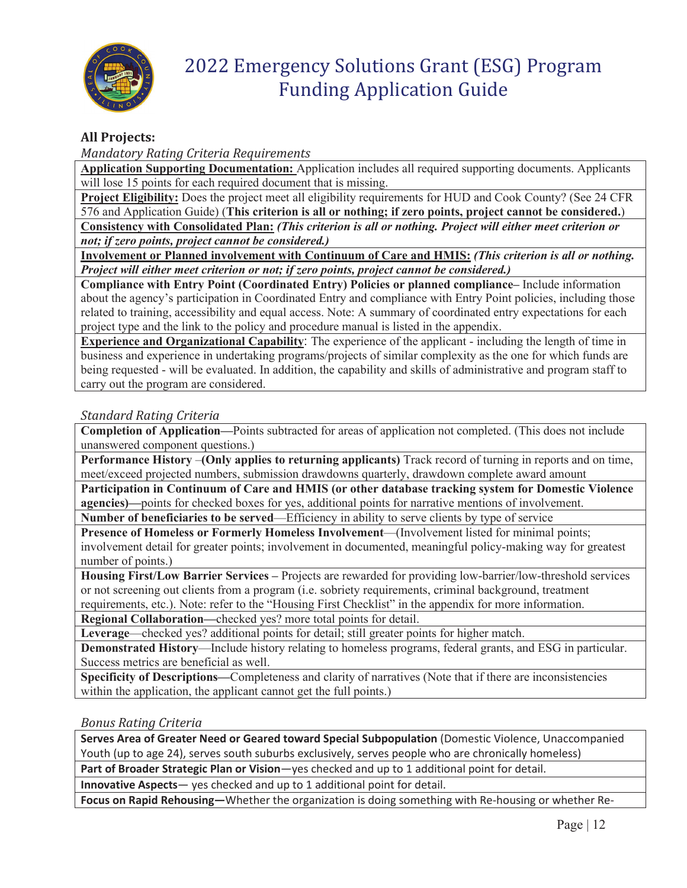## All Projects:

*Mandatory Rating Criteria Requirements*

| |
|---|
| **Application Supporting Documentation:** Application includes all required supporting documents. Applicants will lose 15 points for each required document that is missing. |
| **Project Eligibility:** Does the project meet all eligibility requirements for HUD and Cook County? (See 24 CFR 576 and Application Guide) (**This criterion is all or nothing; if zero points, project cannot be considered.**) |
| **Consistency with Consolidated Plan:** ***(This criterion is all or nothing. Project will either meet criterion or not; if zero points, project cannot be considered.)*** |
| **Involvement or Planned involvement with Continuum of Care and HMIS:** ***(This criterion is all or nothing. Project will either meet criterion or not; if zero points, project cannot be considered.)*** |
| **Compliance with Entry Point (Coordinated Entry) Policies or planned compliance–** Include information about the agency's participation in Coordinated Entry and compliance with Entry Point policies, including those related to training, accessibility and equal access. Note: A summary of coordinated entry expectations for each project type and the link to the policy and procedure manual is listed in the appendix. |
| **Experience and Organizational Capability**: The experience of the applicant - including the length of time in business and experience in undertaking programs/projects of similar complexity as the one for which funds are being requested - will be evaluated. In addition, the capability and skills of administrative and program staff to carry out the program are considered. |

*Standard Rating Criteria*

| |
|---|
| **Completion of Application—**Points subtracted for areas of application not completed. (This does not include unanswered component questions.) |
| **Performance History** –**(Only applies to returning applicants)** Track record of turning in reports and on time, meet/exceed projected numbers, submission drawdowns quarterly, drawdown complete award amount |
| **Participation in Continuum of Care and HMIS (or other database tracking system for Domestic Violence agencies)—**points for checked boxes for yes, additional points for narrative mentions of involvement. |
| **Number of beneficiaries to be served**—Efficiency in ability to serve clients by type of service |
| **Presence of Homeless or Formerly Homeless Involvement**—(Involvement listed for minimal points; involvement detail for greater points; involvement in documented, meaningful policy-making way for greatest number of points.) |
| **Housing First/Low Barrier Services –** Projects are rewarded for providing low-barrier/low-threshold services or not screening out clients from a program (i.e. sobriety requirements, criminal background, treatment requirements, etc.). Note: refer to the "Housing First Checklist" in the appendix for more information. |
| **Regional Collaboration—**checked yes? more total points for detail. |
| **Leverage**—checked yes? additional points for detail; still greater points for higher match. |
| **Demonstrated History**—Include history relating to homeless programs, federal grants, and ESG in particular. Success metrics are beneficial as well. |
| **Specificity of Descriptions—**Completeness and clarity of narratives (Note that if there are inconsistencies within the application, the applicant cannot get the full points.) |

*Bonus Rating Criteria*

| |
|---|
| **Serves Area of Greater Need or Geared toward Special Subpopulation** (Domestic Violence, Unaccompanied Youth (up to age 24), serves south suburbs exclusively, serves people who are chronically homeless) |
| **Part of Broader Strategic Plan or Vision**—yes checked and up to 1 additional point for detail. |
| **Innovative Aspects**— yes checked and up to 1 additional point for detail. |
| **Focus on Rapid Rehousing—**Whether the organization is doing something with Re-housing or whether Re- |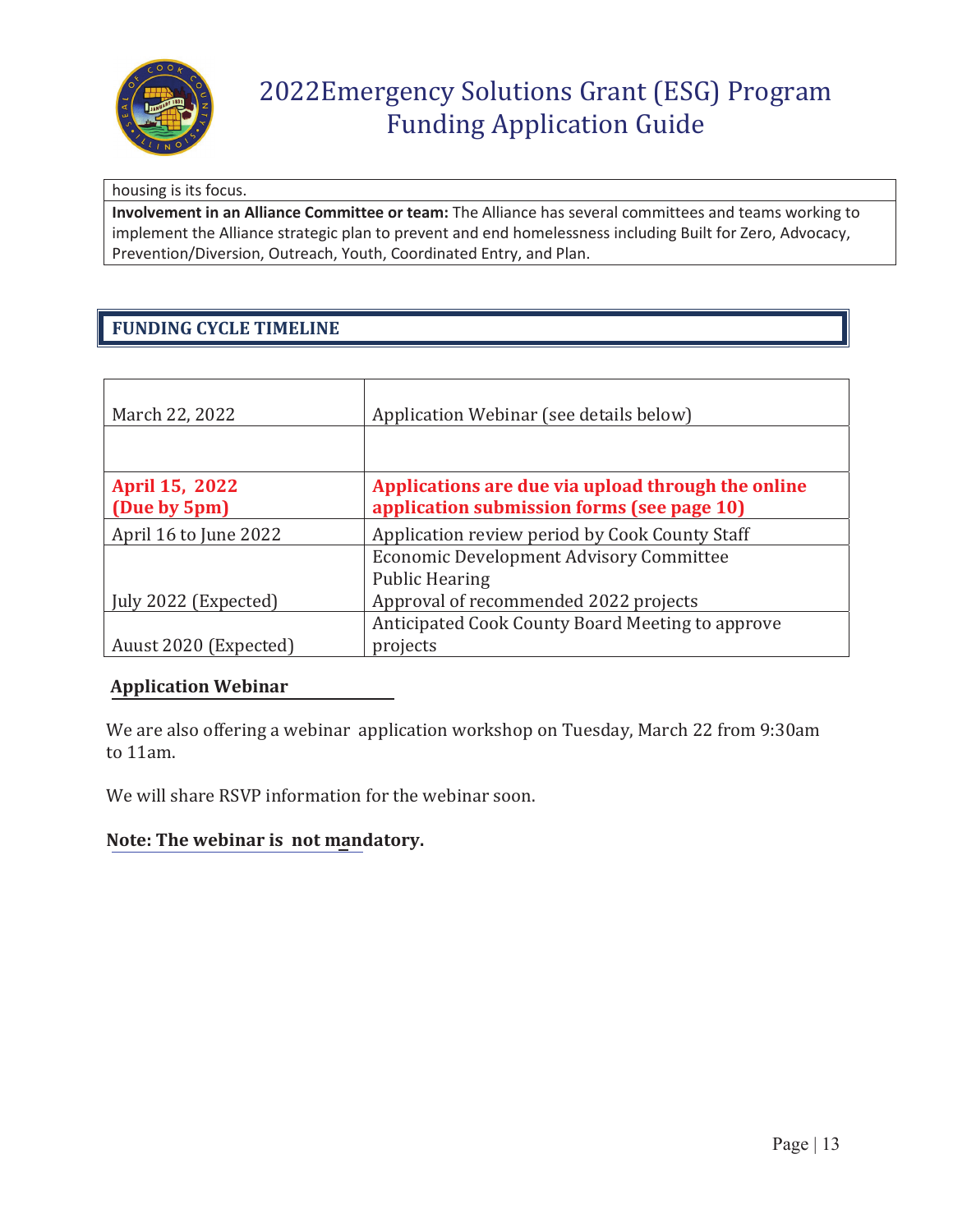| housing is its focus. |
|---|
| **Involvement in an Alliance Committee or team:** The Alliance has several committees and teams working to implement the Alliance strategic plan to prevent and end homelessness including Built for Zero, Advocacy, Prevention/Diversion, Outreach, Youth, Coordinated Entry, and Plan. |

## FUNDING CYCLE TIMELINE

| | |
|---|---|
| March 22, 2022 | Application Webinar (see details below) |
| | |
| **April 15, 2022 (Due by 5pm)** | **Applications are due via upload through the online application submission forms (see page 10)** |
| April 16 to June 2022 | Application review period by Cook County Staff |
| July 2022 (Expected) | Economic Development Advisory Committee<br>Public Hearing<br>Approval of recommended 2022 projects |
| Auust 2020 (Expected) | Anticipated Cook County Board Meeting to approve projects |

**Application Webinar**

We are also offering a webinar application workshop on Tuesday, March 22 from 9:30am to 11am.

We will share RSVP information for the webinar soon.

**Note: The webinar is not mandatory.**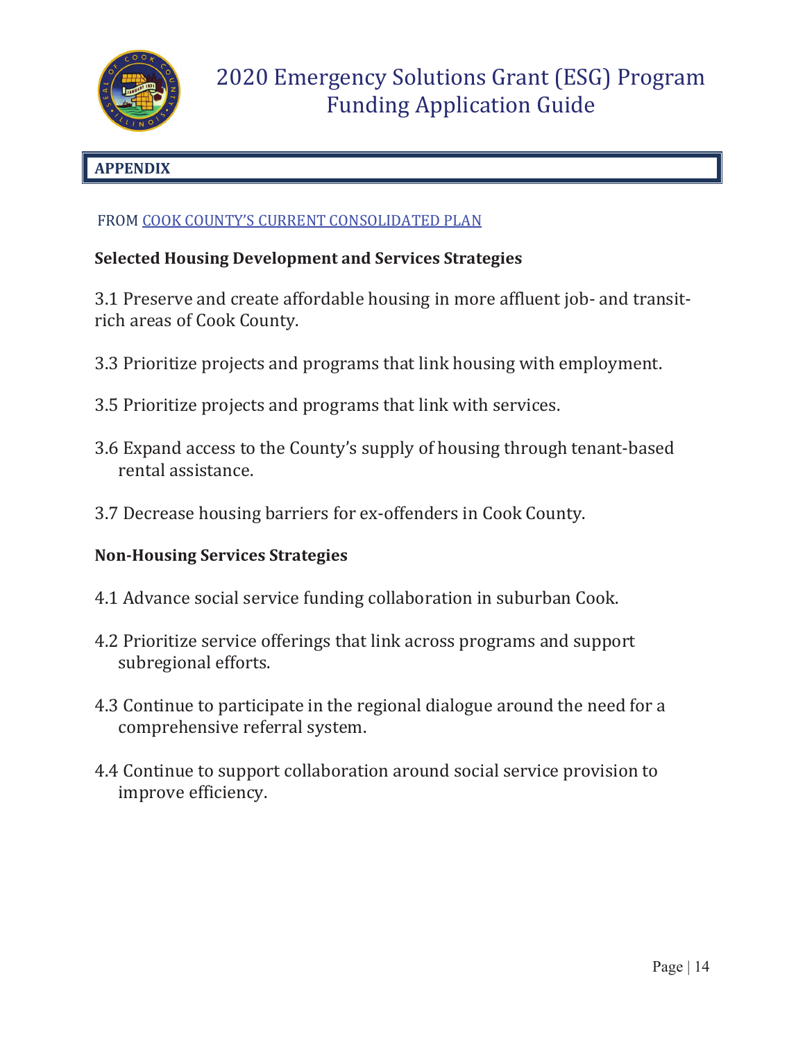## APPENDIX

FROM [COOK COUNTY'S CURRENT CONSOLIDATED PLAN]

**Selected Housing Development and Services Strategies**

3.1 Preserve and create affordable housing in more affluent job- and transit-rich areas of Cook County.

3.3 Prioritize projects and programs that link housing with employment.

3.5 Prioritize projects and programs that link with services.

3.6 Expand access to the County's supply of housing through tenant-based rental assistance.

3.7 Decrease housing barriers for ex-offenders in Cook County.

**Non-Housing Services Strategies**

4.1 Advance social service funding collaboration in suburban Cook.

4.2 Prioritize service offerings that link across programs and support subregional efforts.

4.3 Continue to participate in the regional dialogue around the need for a comprehensive referral system.

4.4 Continue to support collaboration around social service provision to improve efficiency.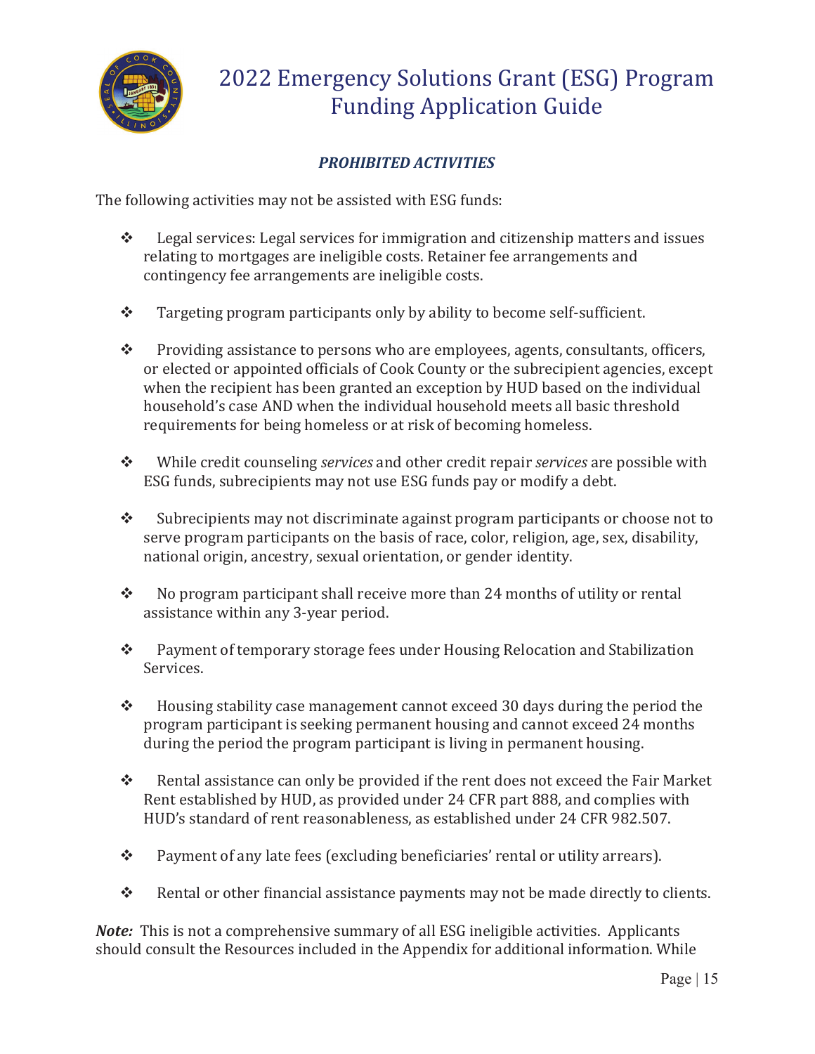### *PROHIBITED ACTIVITIES*

The following activities may not be assisted with ESG funds:

- Legal services: Legal services for immigration and citizenship matters and issues relating to mortgages are ineligible costs. Retainer fee arrangements and contingency fee arrangements are ineligible costs.

- Targeting program participants only by ability to become self-sufficient.

- Providing assistance to persons who are employees, agents, consultants, officers, or elected or appointed officials of Cook County or the subrecipient agencies, except when the recipient has been granted an exception by HUD based on the individual household's case AND when the individual household meets all basic threshold requirements for being homeless or at risk of becoming homeless.

- While credit counseling *services* and other credit repair *services* are possible with ESG funds, subrecipients may not use ESG funds pay or modify a debt.

- Subrecipients may not discriminate against program participants or choose not to serve program participants on the basis of race, color, religion, age, sex, disability, national origin, ancestry, sexual orientation, or gender identity.

- No program participant shall receive more than 24 months of utility or rental assistance within any 3-year period.

- Payment of temporary storage fees under Housing Relocation and Stabilization Services.

- Housing stability case management cannot exceed 30 days during the period the program participant is seeking permanent housing and cannot exceed 24 months during the period the program participant is living in permanent housing.

- Rental assistance can only be provided if the rent does not exceed the Fair Market Rent established by HUD, as provided under 24 CFR part 888, and complies with HUD's standard of rent reasonableness, as established under 24 CFR 982.507.

- Payment of any late fees (excluding beneficiaries' rental or utility arrears).

- Rental or other financial assistance payments may not be made directly to clients.

***Note:*** This is not a comprehensive summary of all ESG ineligible activities. Applicants should consult the Resources included in the Appendix for additional information. While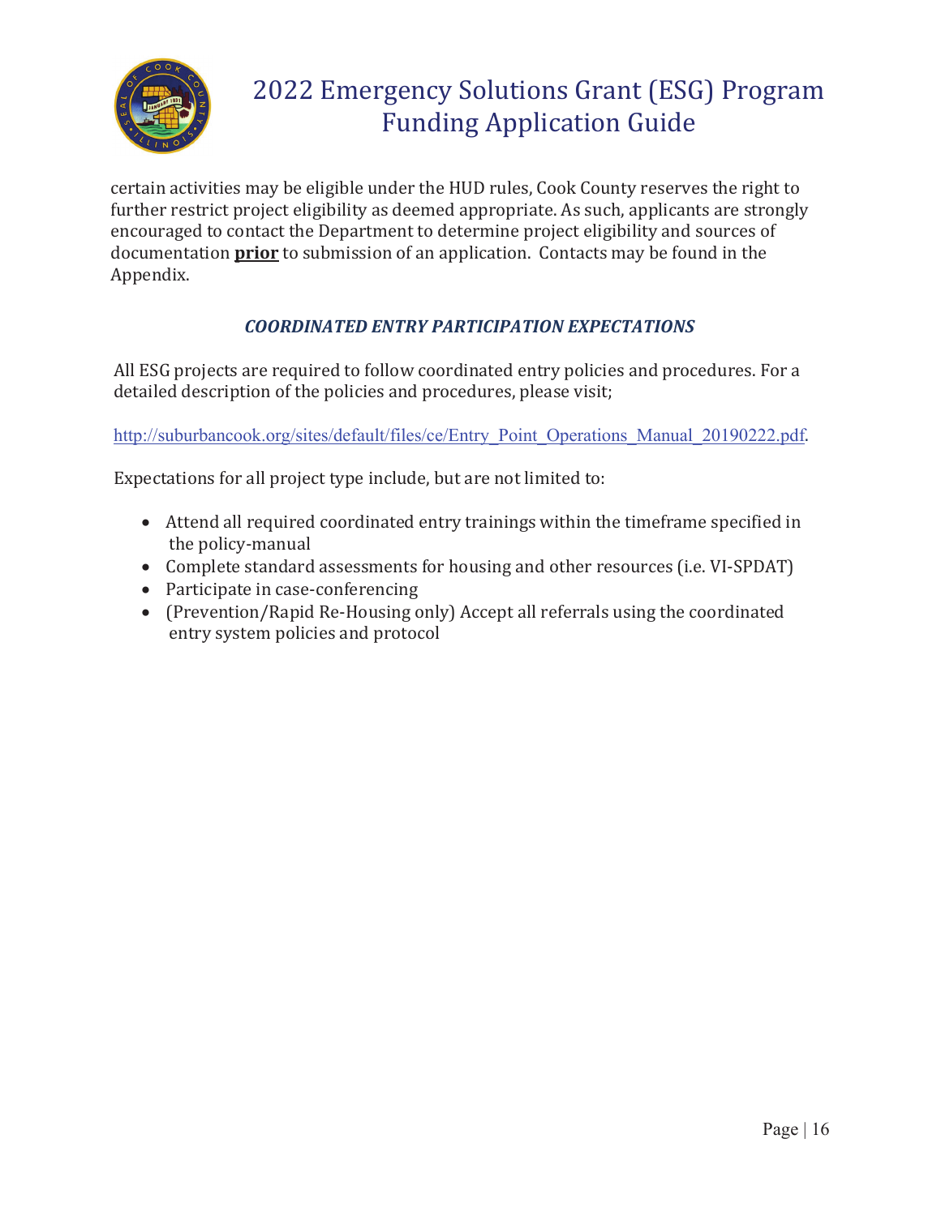certain activities may be eligible under the HUD rules, Cook County reserves the right to further restrict project eligibility as deemed appropriate. As such, applicants are strongly encouraged to contact the Department to determine project eligibility and sources of documentation **prior** to submission of an application. Contacts may be found in the Appendix.

### *COORDINATED ENTRY PARTICIPATION EXPECTATIONS*

All ESG projects are required to follow coordinated entry policies and procedures. For a detailed description of the policies and procedures, please visit;

http://suburbancook.org/sites/default/files/ce/Entry_Point_Operations_Manual_20190222.pdf.

Expectations for all project type include, but are not limited to:

- Attend all required coordinated entry trainings within the timeframe specified in the policy-manual
- Complete standard assessments for housing and other resources (i.e. VI-SPDAT)
- Participate in case-conferencing
- (Prevention/Rapid Re-Housing only) Accept all referrals using the coordinated entry system policies and protocol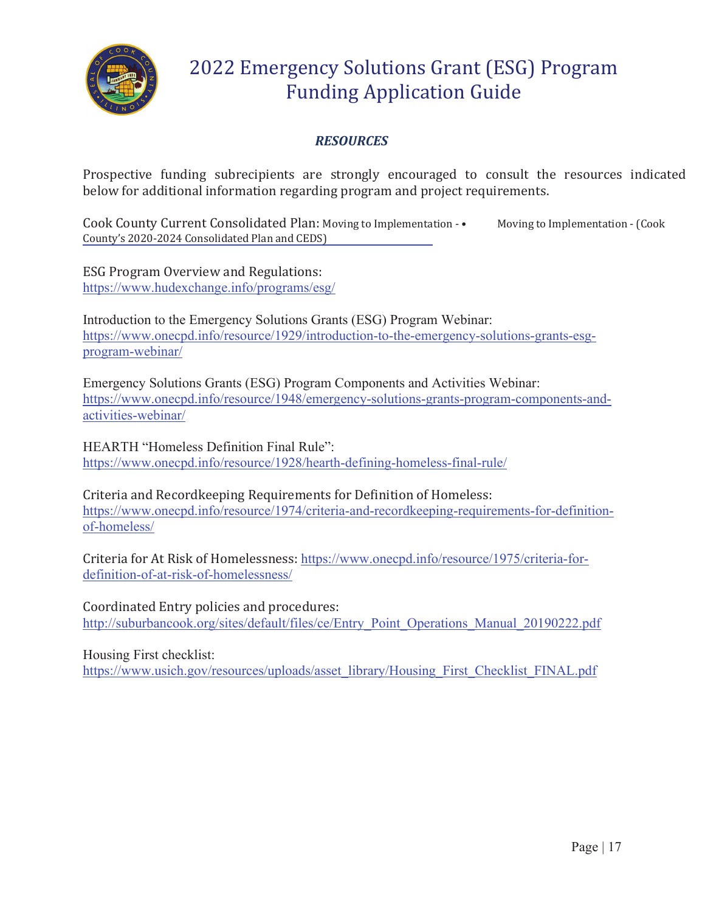# 2022 Emergency Solutions Grant (ESG) Program Funding Application Guide

## *RESOURCES*

Prospective funding subrecipients are strongly encouraged to consult the resources indicated below for additional information regarding program and project requirements.

Cook County Current Consolidated Plan: Moving to Implementation - • Moving to Implementation - (Cook County's 2020-2024 Consolidated Plan and CEDS)

ESG Program Overview and Regulations:
https://www.hudexchange.info/programs/esg/

Introduction to the Emergency Solutions Grants (ESG) Program Webinar:
https://www.onecpd.info/resource/1929/introduction-to-the-emergency-solutions-grants-esg-program-webinar/

Emergency Solutions Grants (ESG) Program Components and Activities Webinar:
https://www.onecpd.info/resource/1948/emergency-solutions-grants-program-components-and-activities-webinar/

HEARTH "Homeless Definition Final Rule":
https://www.onecpd.info/resource/1928/hearth-defining-homeless-final-rule/

Criteria and Recordkeeping Requirements for Definition of Homeless:
https://www.onecpd.info/resource/1974/criteria-and-recordkeeping-requirements-for-definition-of-homeless/

Criteria for At Risk of Homelessness: https://www.onecpd.info/resource/1975/criteria-for-definition-of-at-risk-of-homelessness/

Coordinated Entry policies and procedures:
http://suburbancook.org/sites/default/files/ce/Entry_Point_Operations_Manual_20190222.pdf

Housing First checklist:
https://www.usich.gov/resources/uploads/asset_library/Housing_First_Checklist_FINAL.pdf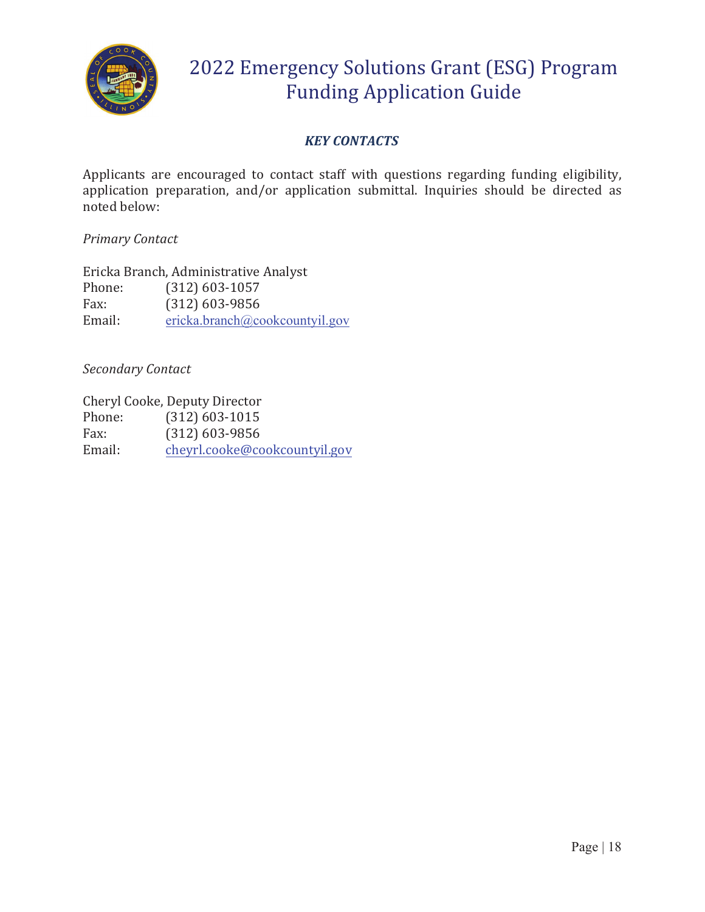# 2022 Emergency Solutions Grant (ESG) Program Funding Application Guide

## *KEY CONTACTS*

Applicants are encouraged to contact staff with questions regarding funding eligibility, application preparation, and/or application submittal. Inquiries should be directed as noted below:

*Primary Contact*

Ericka Branch, Administrative Analyst
Phone: (312) 603-1057
Fax: (312) 603-9856
Email: ericka.branch@cookcountyil.gov

*Secondary Contact*

Cheryl Cooke, Deputy Director
Phone: (312) 603-1015
Fax: (312) 603-9856
Email: cheyrl.cooke@cookcountyil.gov